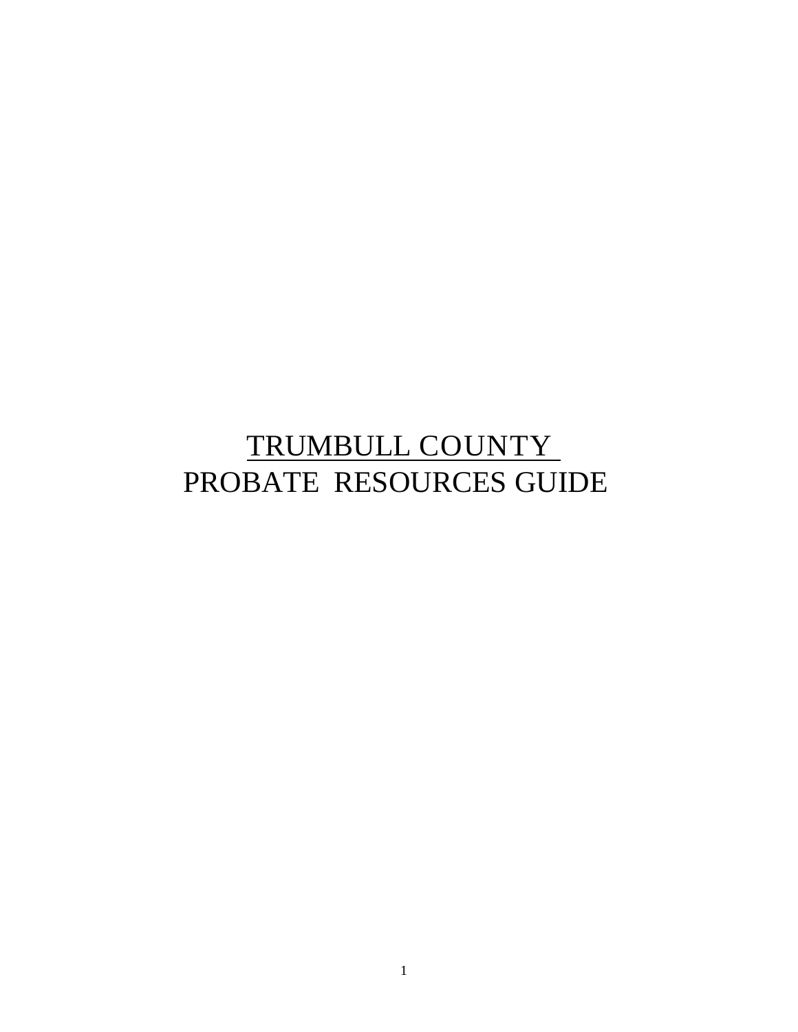# TRUMBULL COUNTY
# PROBATE RESOURCES GUIDE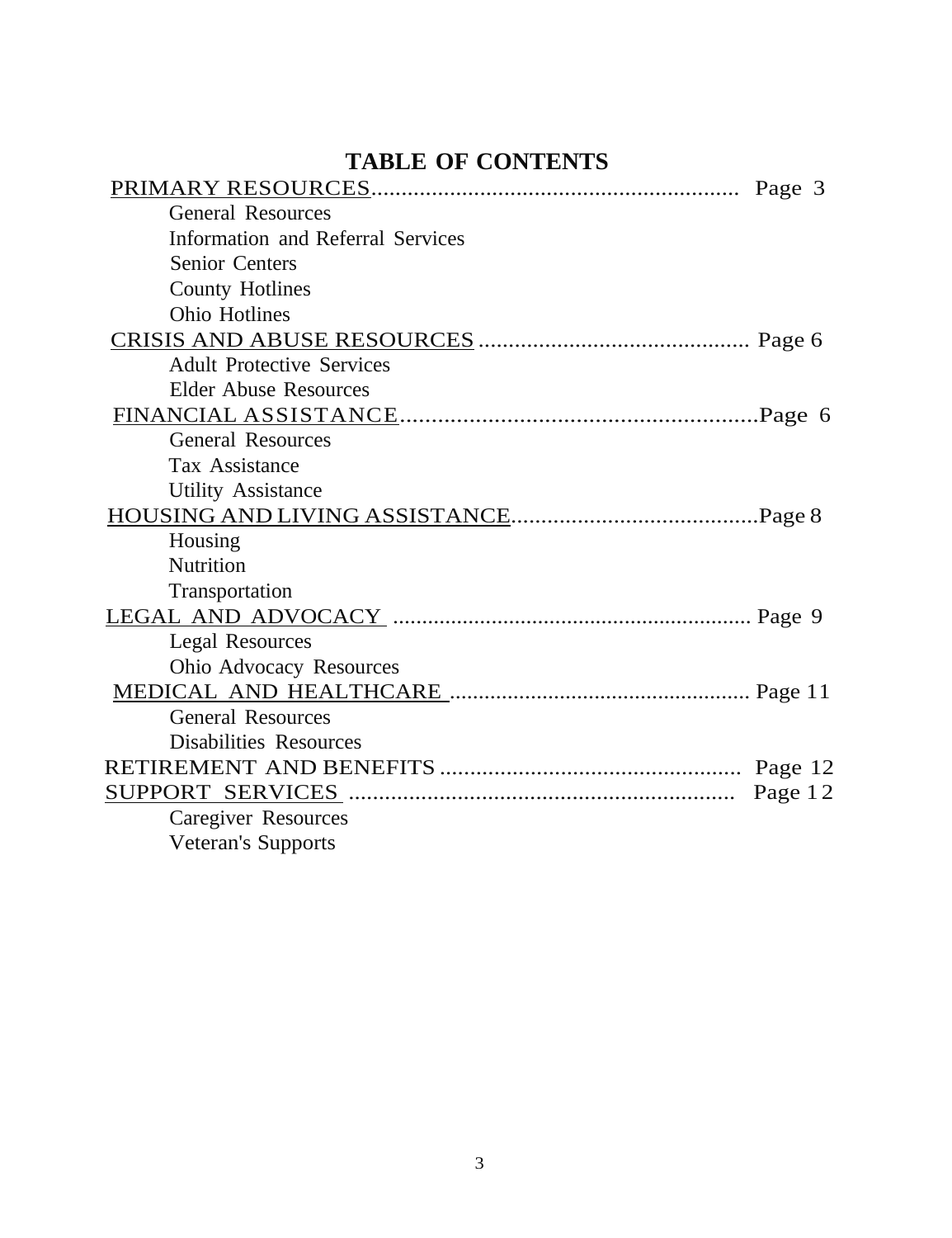# TABLE OF CONTENTS

PRIMARY RESOURCES............................................................ Page 3

- General Resources
- Information and Referral Services
- Senior Centers
- County Hotlines
- Ohio Hotlines

CRISIS AND ABUSE RESOURCES ............................................ Page 6

- Adult Protective Services
- Elder Abuse Resources

FINANCIAL ASSISTANCE..........................................................Page 6

- General Resources
- Tax Assistance
- Utility Assistance

HOUSING AND LIVING ASSISTANCE.........................................Page 8

- Housing
- Nutrition
- Transportation

LEGAL AND ADVOCACY ............................................................ Page 9

- Legal Resources
- Ohio Advocacy Resources

MEDICAL AND HEALTHCARE .................................................. Page 11

- General Resources
- Disabilities Resources

RETIREMENT AND BENEFITS .................................................. Page 12

SUPPORT SERVICES ............................................................... Page 12

- Caregiver Resources
- Veteran's Supports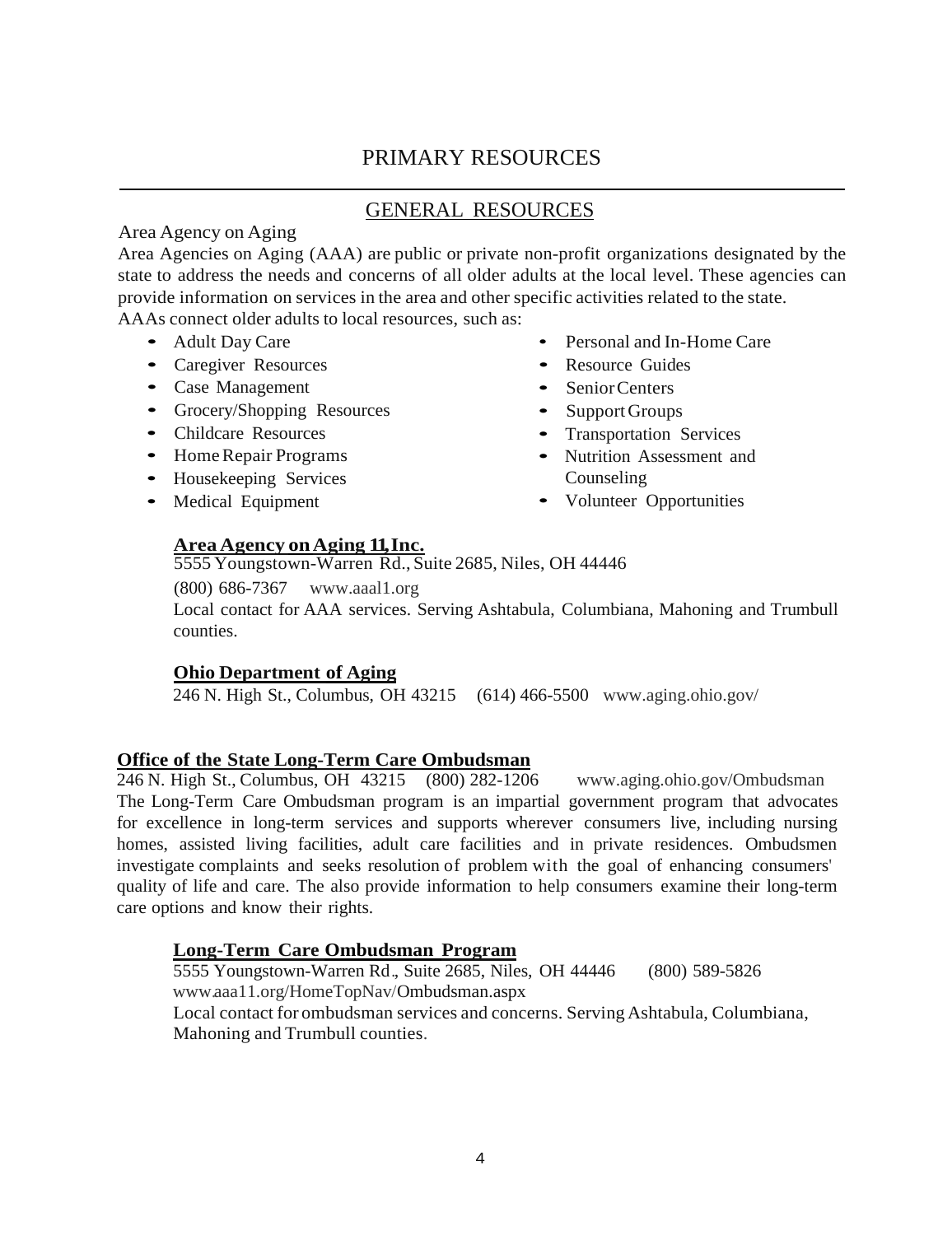# PRIMARY RESOURCES

## GENERAL RESOURCES

Area Agency on Aging

Area Agencies on Aging (AAA) are public or private non-profit organizations designated by the state to address the needs and concerns of all older adults at the local level. These agencies can provide information on services in the area and other specific activities related to the state.

AAAs connect older adults to local resources, such as:

- Adult Day Care
- Caregiver Resources
- Case Management
- Grocery/Shopping Resources
- Childcare Resources
- Home Repair Programs
- Housekeeping Services
- Medical Equipment
- Personal and In-Home Care
- Resource Guides
- Senior Centers
- Support Groups
- Transportation Services
- Nutrition Assessment and Counseling
- Volunteer Opportunities

**Area Agency on Aging 11, Inc.**

5555 Youngstown-Warren Rd., Suite 2685, Niles, OH 44446

(800) 686-7367 www.aaal1.org

Local contact for AAA services. Serving Ashtabula, Columbiana, Mahoning and Trumbull counties.

**Ohio Department of Aging**

246 N. High St., Columbus, OH 43215 (614) 466-5500 www.aging.ohio.gov/

**Office of the State Long-Term Care Ombudsman**

246 N. High St., Columbus, OH 43215 (800) 282-1206 www.aging.ohio.gov/Ombudsman

The Long-Term Care Ombudsman program is an impartial government program that advocates for excellence in long-term services and supports wherever consumers live, including nursing homes, assisted living facilities, adult care facilities and in private residences. Ombudsmen investigate complaints and seeks resolution of problem with the goal of enhancing consumers' quality of life and care. The also provide information to help consumers examine their long-term care options and know their rights.

**Long-Term Care Ombudsman Program**

5555 Youngstown-Warren Rd., Suite 2685, Niles, OH 44446 (800) 589-5826

www.aaa11.org/HomeTopNav/Ombudsman.aspx

Local contact for ombudsman services and concerns. Serving Ashtabula, Columbiana, Mahoning and Trumbull counties.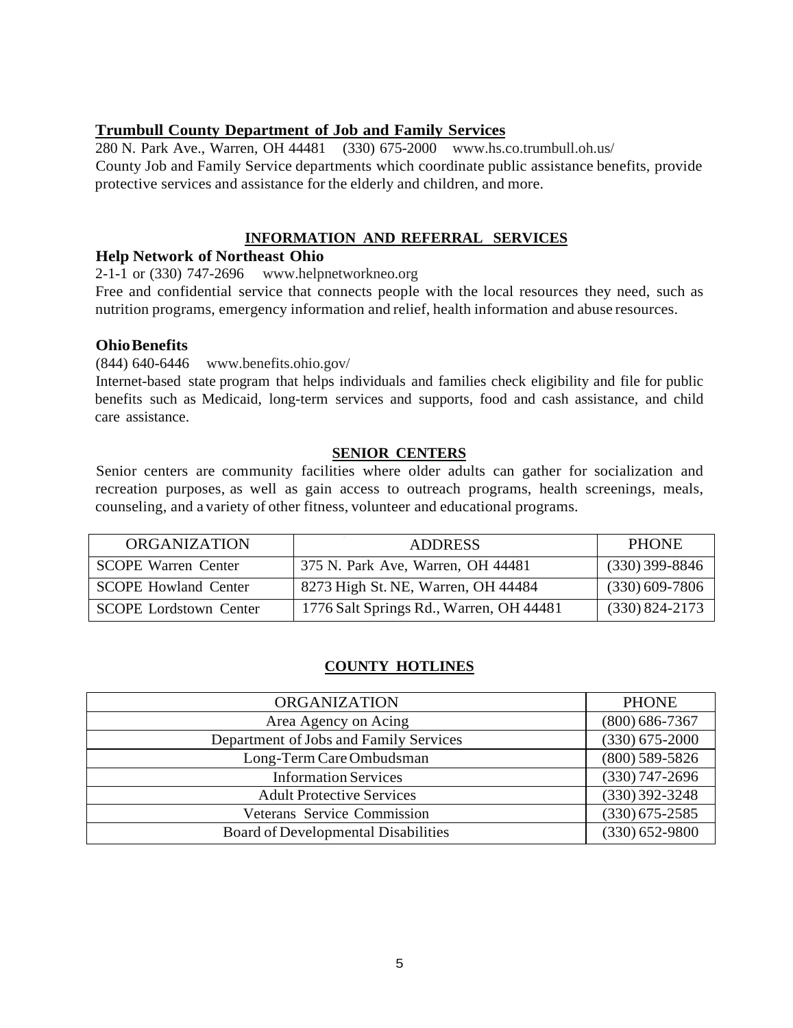### Trumbull County Department of Job and Family Services

280 N. Park Ave., Warren, OH 44481 (330) 675-2000 www.hs.co.trumbull.oh.us/
County Job and Family Service departments which coordinate public assistance benefits, provide protective services and assistance for the elderly and children, and more.

## INFORMATION AND REFERRAL SERVICES

### Help Network of Northeast Ohio

2-1-1 or (330) 747-2696 www.helpnetworkneo.org
Free and confidential service that connects people with the local resources they need, such as nutrition programs, emergency information and relief, health information and abuse resources.

### Ohio Benefits

(844) 640-6446 www.benefits.ohio.gov/
Internet-based state program that helps individuals and families check eligibility and file for public benefits such as Medicaid, long-term services and supports, food and cash assistance, and child care assistance.

## SENIOR CENTERS

Senior centers are community facilities where older adults can gather for socialization and recreation purposes, as well as gain access to outreach programs, health screenings, meals, counseling, and a variety of other fitness, volunteer and educational programs.

| ORGANIZATION | ADDRESS | PHONE |
|---|---|---|
| SCOPE Warren Center | 375 N. Park Ave, Warren, OH 44481 | (330) 399-8846 |
| SCOPE Howland Center | 8273 High St. NE, Warren, OH 44484 | (330) 609-7806 |
| SCOPE Lordstown Center | 1776 Salt Springs Rd., Warren, OH 44481 | (330) 824-2173 |

## COUNTY HOTLINES

| ORGANIZATION | PHONE |
|---|---|
| Area Agency on Acing | (800) 686-7367 |
| Department of Jobs and Family Services | (330) 675-2000 |
| Long-Term Care Ombudsman | (800) 589-5826 |
| Information Services | (330) 747-2696 |
| Adult Protective Services | (330) 392-3248 |
| Veterans Service Commission | (330) 675-2585 |
| Board of Developmental Disabilities | (330) 652-9800 |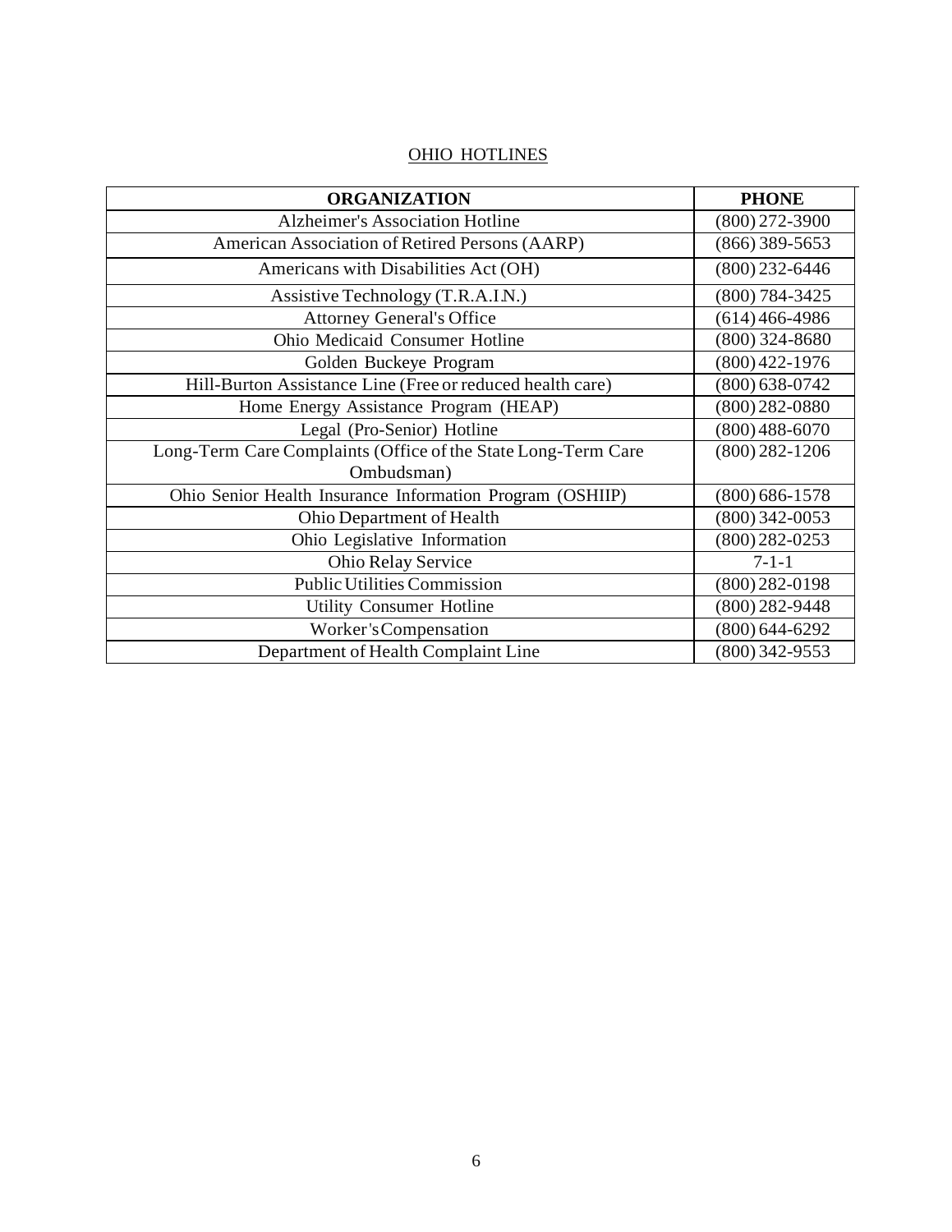OHIO HOTLINES

| ORGANIZATION | PHONE |
|---|---|
| Alzheimer's Association Hotline | (800) 272-3900 |
| American Association of Retired Persons (AARP) | (866) 389-5653 |
| Americans with Disabilities Act (OH) | (800) 232-6446 |
| Assistive Technology (T.R.A.I.N.) | (800) 784-3425 |
| Attorney General's Office | (614) 466-4986 |
| Ohio Medicaid Consumer Hotline | (800) 324-8680 |
| Golden Buckeye Program | (800) 422-1976 |
| Hill-Burton Assistance Line (Free or reduced health care) | (800) 638-0742 |
| Home Energy Assistance Program (HEAP) | (800) 282-0880 |
| Legal (Pro-Senior) Hotline | (800) 488-6070 |
| Long-Term Care Complaints (Office of the State Long-Term Care Ombudsman) | (800) 282-1206 |
| Ohio Senior Health Insurance Information Program (OSHIIP) | (800) 686-1578 |
| Ohio Department of Health | (800) 342-0053 |
| Ohio Legislative Information | (800) 282-0253 |
| Ohio Relay Service | 7-1-1 |
| Public Utilities Commission | (800) 282-0198 |
| Utility Consumer Hotline | (800) 282-9448 |
| Worker's Compensation | (800) 644-6292 |
| Department of Health Complaint Line | (800) 342-9553 |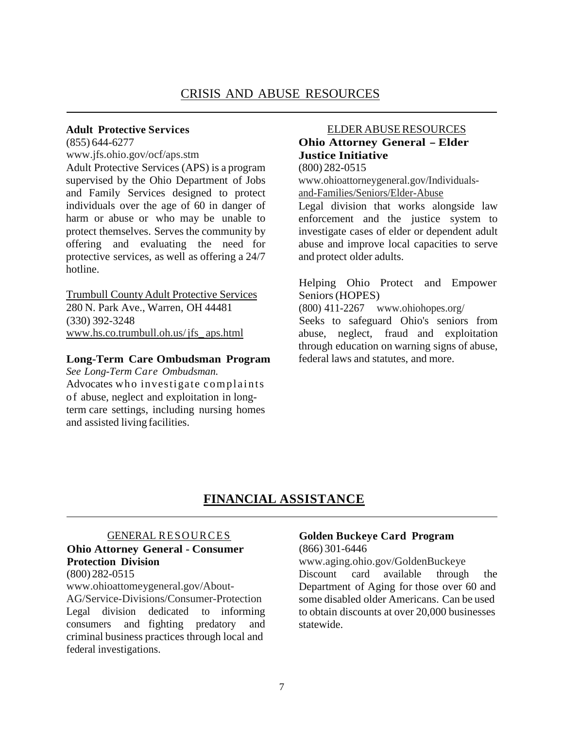## CRISIS AND ABUSE RESOURCES

**Adult Protective Services**
(855) 644-6277
www.jfs.ohio.gov/ocf/aps.stm
Adult Protective Services (APS) is a program supervised by the Ohio Department of Jobs and Family Services designed to protect individuals over the age of 60 in danger of harm or abuse or who may be unable to protect themselves. Serves the community by offering and evaluating the need for protective services, as well as offering a 24/7 hotline.

Trumbull County Adult Protective Services
280 N. Park Ave., Warren, OH 44481
(330) 392-3248
www.hs.co.trumbull.oh.us/ jfs_ aps.html

**Long-Term Care Ombudsman Program**
*See Long-Term Care Ombudsman.*
Advocates who investigate complaints of abuse, neglect and exploitation in long-term care settings, including nursing homes and assisted living facilities.

ELDER ABUSE RESOURCES

**Ohio Attorney General – Elder Justice Initiative**
(800) 282-0515
www.ohioattorneygeneral.gov/Individuals-and-Families/Seniors/Elder-Abuse
Legal division that works alongside law enforcement and the justice system to investigate cases of elder or dependent adult abuse and improve local capacities to serve and protect older adults.

Helping Ohio Protect and Empower Seniors (HOPES)
(800) 411-2267 www.ohiohopes.org/
Seeks to safeguard Ohio's seniors from abuse, neglect, fraud and exploitation through education on warning signs of abuse, federal laws and statutes, and more.

## FINANCIAL ASSISTANCE

GENERAL RESOURCES

**Ohio Attorney General - Consumer Protection Division**
(800) 282-0515
www.ohioattomeygeneral.gov/About-AG/Service-Divisions/Consumer-Protection
Legal division dedicated to informing consumers and fighting predatory and criminal business practices through local and federal investigations.

**Golden Buckeye Card Program**
(866) 301-6446
www.aging.ohio.gov/GoldenBuckeye
Discount card available through the Department of Aging for those over 60 and some disabled older Americans. Can be used to obtain discounts at over 20,000 businesses statewide.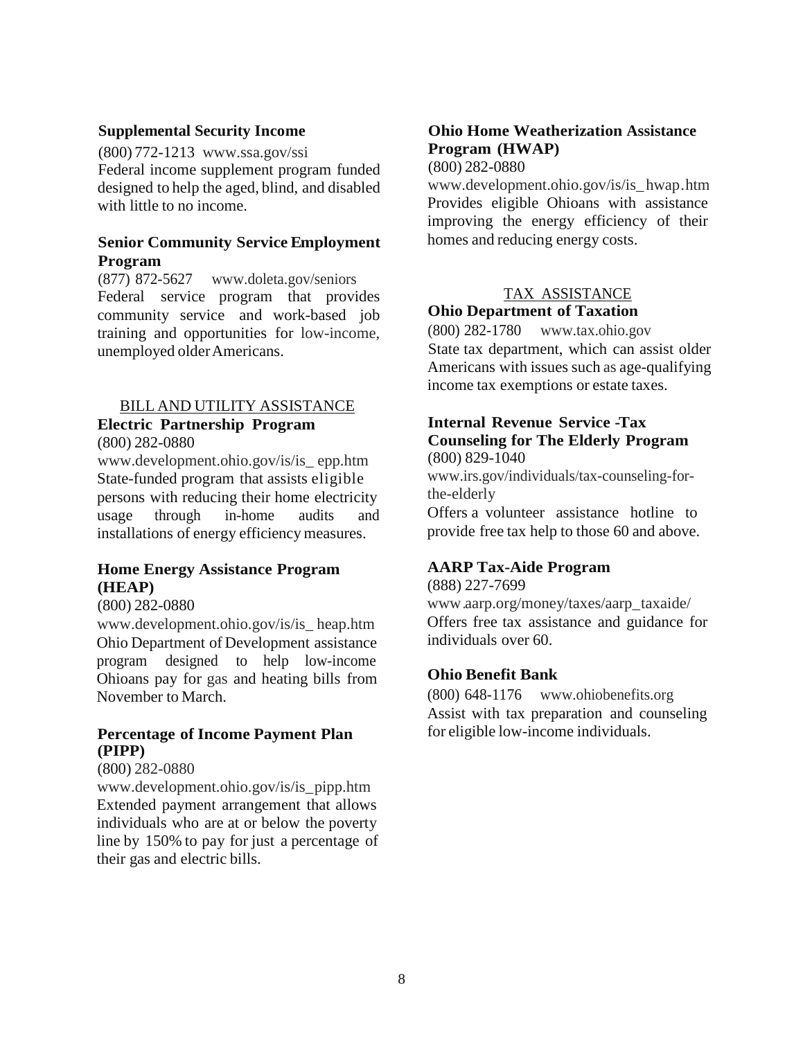### Supplemental Security Income

(800) 772-1213 www.ssa.gov/ssi
Federal income supplement program funded designed to help the aged, blind, and disabled with little to no income.

### Senior Community Service Employment Program

(877) 872-5627 www.doleta.gov/seniors
Federal service program that provides community service and work-based job training and opportunities for low-income, unemployed older Americans.

## BILL AND UTILITY ASSISTANCE

### Electric Partnership Program

(800) 282-0880
www.development.ohio.gov/is/is_ epp.htm
State-funded program that assists eligible persons with reducing their home electricity usage through in-home audits and installations of energy efficiency measures.

### Home Energy Assistance Program (HEAP)

(800) 282-0880
www.development.ohio.gov/is/is_ heap.htm
Ohio Department of Development assistance program designed to help low-income Ohioans pay for gas and heating bills from November to March.

### Percentage of Income Payment Plan (PIPP)

(800) 282-0880
www.development.ohio.gov/is/is_pipp.htm
Extended payment arrangement that allows individuals who are at or below the poverty line by 150% to pay for just a percentage of their gas and electric bills.

### Ohio Home Weatherization Assistance Program (HWAP)

(800) 282-0880
www.development.ohio.gov/is/is_hwap.htm
Provides eligible Ohioans with assistance improving the energy efficiency of their homes and reducing energy costs.

## TAX ASSISTANCE

### Ohio Department of Taxation

(800) 282-1780 www.tax.ohio.gov
State tax department, which can assist older Americans with issues such as age-qualifying income tax exemptions or estate taxes.

### Internal Revenue Service -Tax Counseling for The Elderly Program

(800) 829-1040
www.irs.gov/individuals/tax-counseling-for-the-elderly
Offers a volunteer assistance hotline to provide free tax help to those 60 and above.

### AARP Tax-Aide Program

(888) 227-7699
www.aarp.org/money/taxes/aarp_taxaide/
Offers free tax assistance and guidance for individuals over 60.

### Ohio Benefit Bank

(800) 648-1176 www.ohiobenefits.org
Assist with tax preparation and counseling for eligible low-income individuals.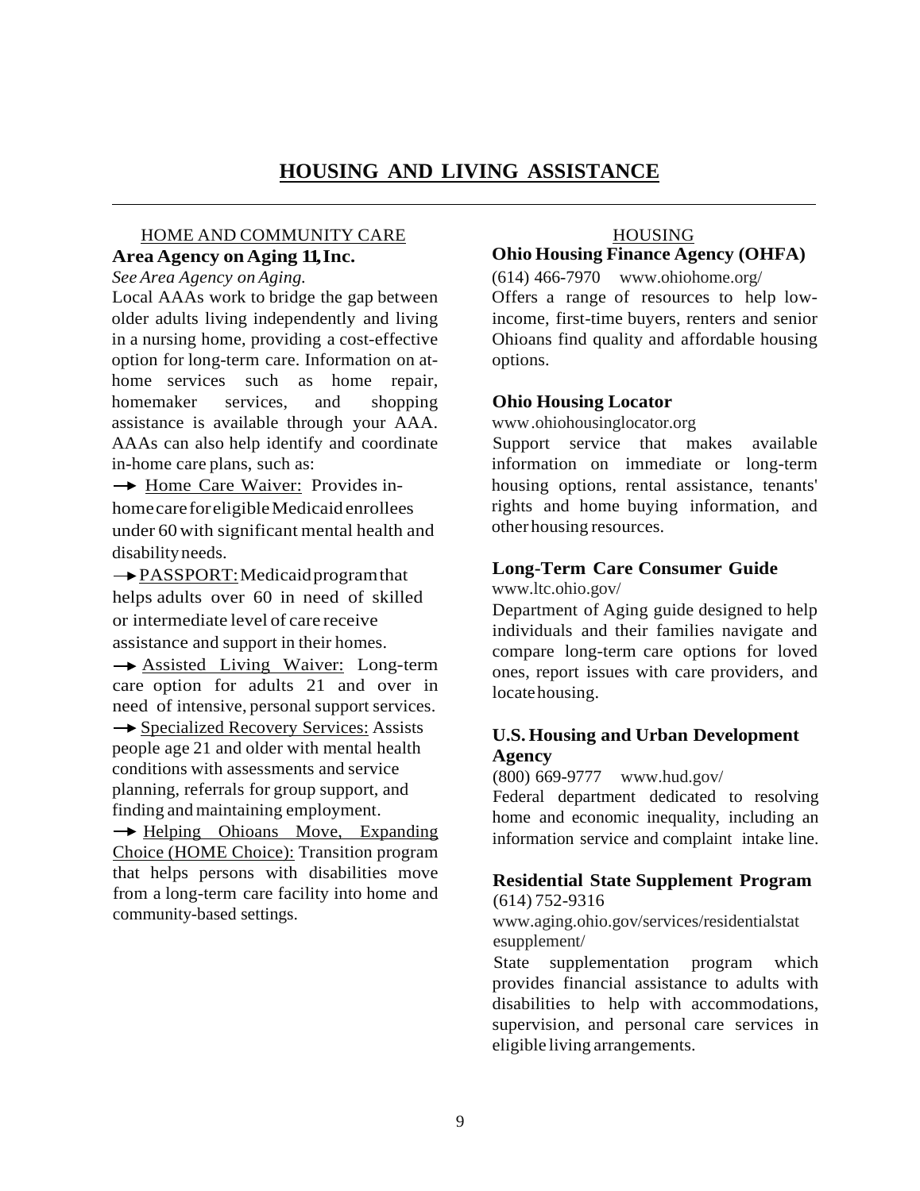# HOUSING AND LIVING ASSISTANCE

## HOME AND COMMUNITY CARE

### Area Agency on Aging 11, Inc.

*See Area Agency on Aging.*

Local AAAs work to bridge the gap between older adults living independently and living in a nursing home, providing a cost-effective option for long-term care. Information on at-home services such as home repair, homemaker services, and shopping assistance is available through your AAA. AAAs can also help identify and coordinate in-home care plans, such as:

→ Home Care Waiver: Provides in-home care for eligible Medicaid enrollees under 60 with significant mental health and disability needs.

→ PASSPORT: Medicaid program that helps adults over 60 in need of skilled or intermediate level of care receive assistance and support in their homes.

→ Assisted Living Waiver: Long-term care option for adults 21 and over in need of intensive, personal support services.

→ Specialized Recovery Services: Assists people age 21 and older with mental health conditions with assessments and service planning, referrals for group support, and finding and maintaining employment.

→ Helping Ohioans Move, Expanding Choice (HOME Choice): Transition program that helps persons with disabilities move from a long-term care facility into home and community-based settings.

## HOUSING

### Ohio Housing Finance Agency (OHFA)

(614) 466-7970 www.ohiohome.org/

Offers a range of resources to help low-income, first-time buyers, renters and senior Ohioans find quality and affordable housing options.

### Ohio Housing Locator

www.ohiohousinglocator.org

Support service that makes available information on immediate or long-term housing options, rental assistance, tenants' rights and home buying information, and other housing resources.

### Long-Term Care Consumer Guide

www.ltc.ohio.gov/

Department of Aging guide designed to help individuals and their families navigate and compare long-term care options for loved ones, report issues with care providers, and locate housing.

### U.S. Housing and Urban Development Agency

(800) 669-9777 www.hud.gov/

Federal department dedicated to resolving home and economic inequality, including an information service and complaint intake line.

### Residential State Supplement Program

(614) 752-9316

www.aging.ohio.gov/services/residentialstatesupplement/

State supplementation program which provides financial assistance to adults with disabilities to help with accommodations, supervision, and personal care services in eligible living arrangements.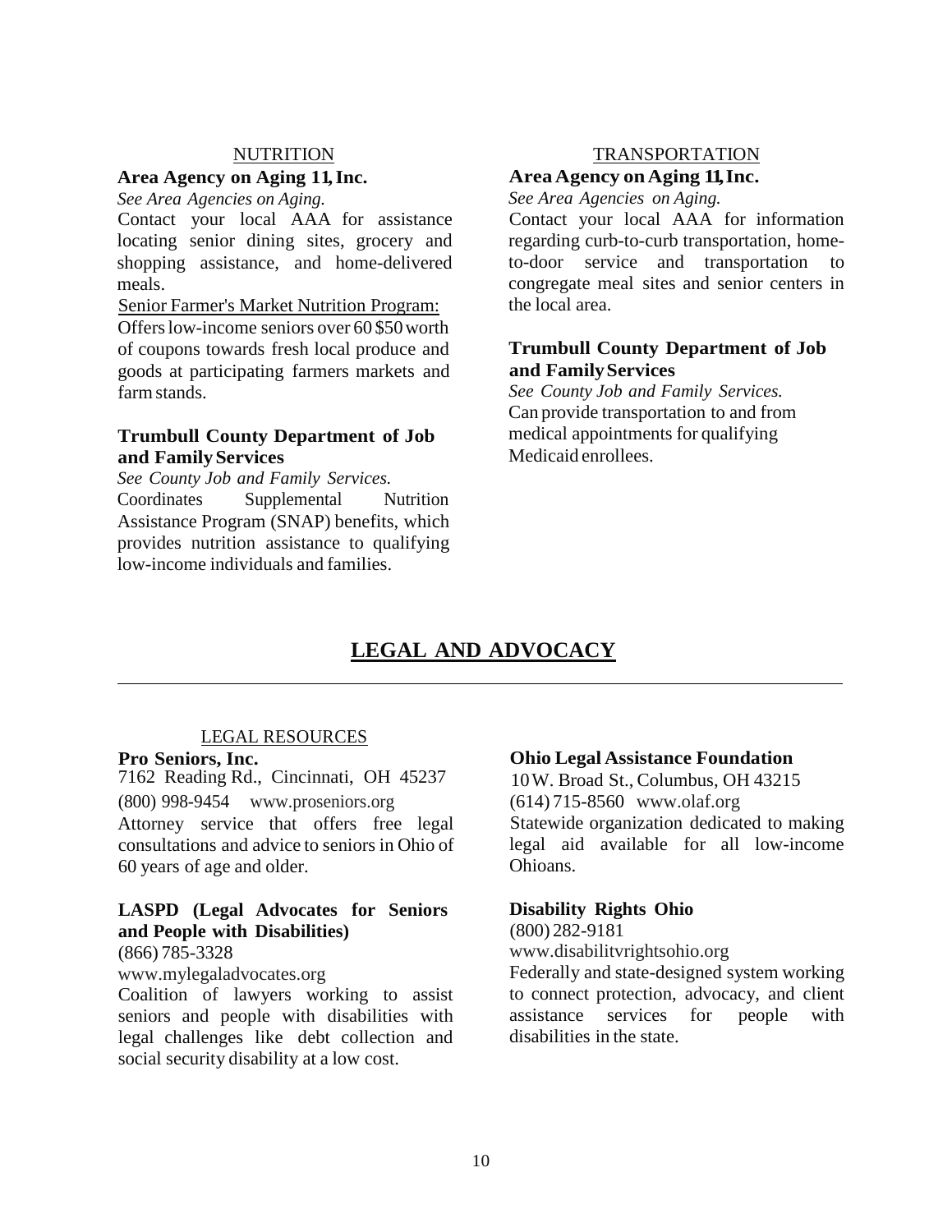NUTRITION

**Area Agency on Aging 11, Inc.**

*See Area Agencies on Aging.*

Contact your local AAA for assistance locating senior dining sites, grocery and shopping assistance, and home-delivered meals.

Senior Farmer's Market Nutrition Program:

Offers low-income seniors over 60 $50 worth of coupons towards fresh local produce and goods at participating farmers markets and farm stands.

**Trumbull County Department of Job and Family Services**

*See County Job and Family Services.*

Coordinates Supplemental Nutrition Assistance Program (SNAP) benefits, which provides nutrition assistance to qualifying low-income individuals and families.

TRANSPORTATION

**Area Agency on Aging 11, Inc.**

*See Area Agencies on Aging.*

Contact your local AAA for information regarding curb-to-curb transportation, home-to-door service and transportation to congregate meal sites and senior centers in the local area.

**Trumbull County Department of Job and Family Services**

*See County Job and Family Services.*

Can provide transportation to and from medical appointments for qualifying Medicaid enrollees.

# LEGAL AND ADVOCACY

LEGAL RESOURCES

**Pro Seniors, Inc.**

7162 Reading Rd., Cincinnati, OH 45237

(800) 998-9454 www.proseniors.org

Attorney service that offers free legal consultations and advice to seniors in Ohio of 60 years of age and older.

**LASPD (Legal Advocates for Seniors and People with Disabilities)**

(866) 785-3328

www.mylegaladvocates.org

Coalition of lawyers working to assist seniors and people with disabilities with legal challenges like debt collection and social security disability at a low cost.

**Ohio Legal Assistance Foundation**

10 W. Broad St., Columbus, OH 43215

(614) 715-8560 www.olaf.org

Statewide organization dedicated to making legal aid available for all low-income Ohioans.

**Disability Rights Ohio**

(800) 282-9181

www.disabilitvrightsohio.org

Federally and state-designed system working to connect protection, advocacy, and client assistance services for people with disabilities in the state.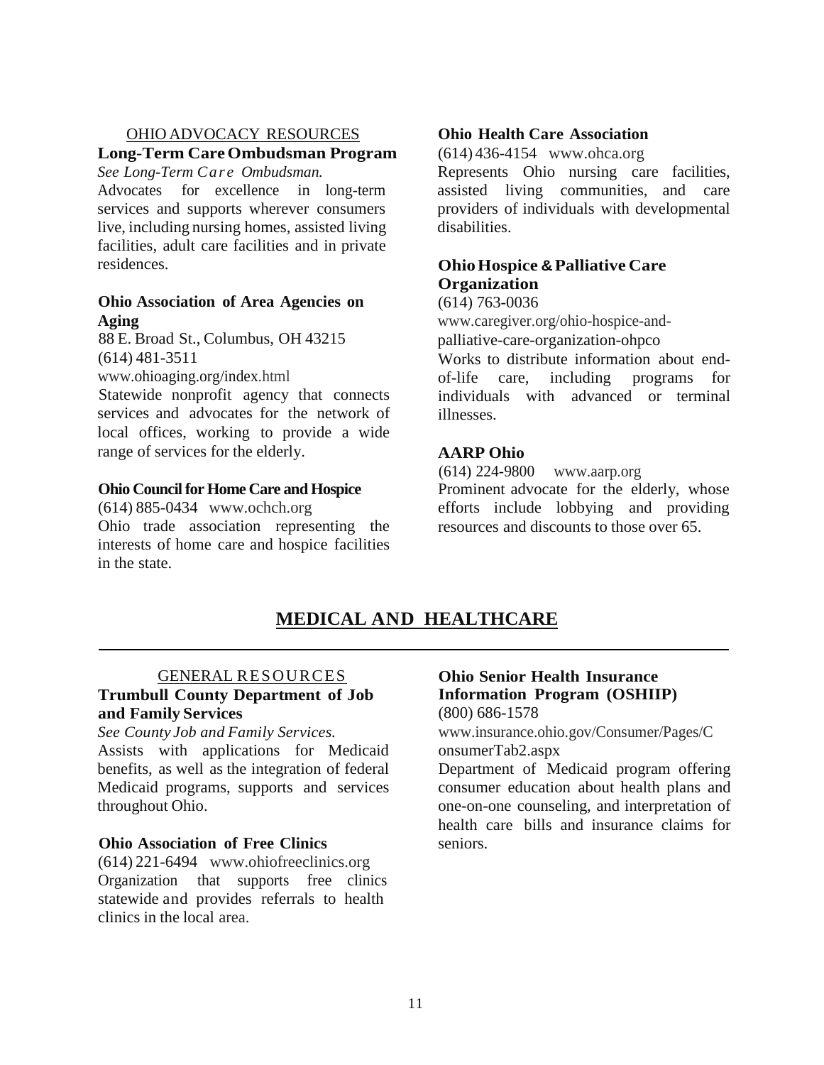OHIO ADVOCACY RESOURCES

**Long-Term Care Ombudsman Program**

*See Long-Term Care Ombudsman.*

Advocates for excellence in long-term services and supports wherever consumers live, including nursing homes, assisted living facilities, adult care facilities and in private residences.

**Ohio Association of Area Agencies on Aging**

88 E. Broad St., Columbus, OH 43215
(614) 481-3511
www.ohioaging.org/index.html

Statewide nonprofit agency that connects services and advocates for the network of local offices, working to provide a wide range of services for the elderly.

**Ohio Council for Home Care and Hospice**

(614) 885-0434 www.ochch.org

Ohio trade association representing the interests of home care and hospice facilities in the state.

**Ohio Health Care Association**

(614) 436-4154 www.ohca.org

Represents Ohio nursing care facilities, assisted living communities, and care providers of individuals with developmental disabilities.

**Ohio Hospice & Palliative Care Organization**

(614) 763-0036
www.caregiver.org/ohio-hospice-and-palliative-care-organization-ohpco

Works to distribute information about end-of-life care, including programs for individuals with advanced or terminal illnesses.

**AARP Ohio**

(614) 224-9800 www.aarp.org

Prominent advocate for the elderly, whose efforts include lobbying and providing resources and discounts to those over 65.

## MEDICAL AND HEALTHCARE

GENERAL RESOURCES

**Trumbull County Department of Job and Family Services**

*See County Job and Family Services.*

Assists with applications for Medicaid benefits, as well as the integration of federal Medicaid programs, supports and services throughout Ohio.

**Ohio Association of Free Clinics**

(614) 221-6494 www.ohiofreeclinics.org

Organization that supports free clinics statewide and provides referrals to health clinics in the local area.

**Ohio Senior Health Insurance Information Program (OSHIIP)**

(800) 686-1578
www.insurance.ohio.gov/Consumer/Pages/ConsumerTab2.aspx

Department of Medicaid program offering consumer education about health plans and one-on-one counseling, and interpretation of health care bills and insurance claims for seniors.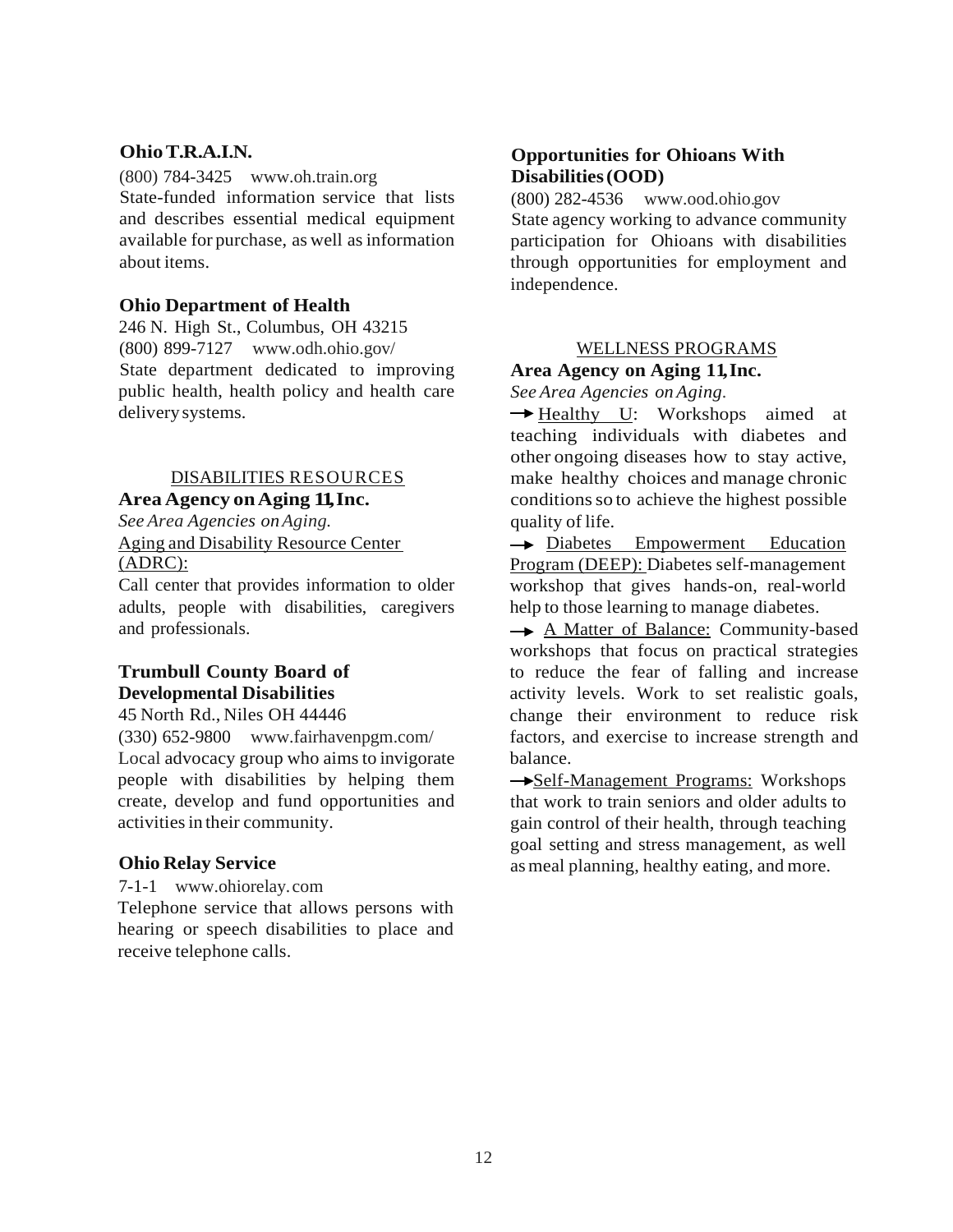**Ohio T.R.A.I.N.**

(800) 784-3425 www.oh.train.org

State-funded information service that lists and describes essential medical equipment available for purchase, as well as information about items.

**Ohio Department of Health**

246 N. High St., Columbus, OH 43215

(800) 899-7127 www.odh.ohio.gov/

State department dedicated to improving public health, health policy and health care delivery systems.

## DISABILITIES RESOURCES

**Area Agency on Aging 11, Inc.**

*See Area Agencies on Aging.*

Aging and Disability Resource Center (ADRC):

Call center that provides information to older adults, people with disabilities, caregivers and professionals.

**Trumbull County Board of Developmental Disabilities**

45 North Rd., Niles OH 44446

(330) 652-9800 www.fairhavenpgm.com/

Local advocacy group who aims to invigorate people with disabilities by helping them create, develop and fund opportunities and activities in their community.

**Ohio Relay Service**

7-1-1 www.ohiorelay.com

Telephone service that allows persons with hearing or speech disabilities to place and receive telephone calls.

**Opportunities for Ohioans With Disabilities (OOD)**

(800) 282-4536 www.ood.ohio.gov

State agency working to advance community participation for Ohioans with disabilities through opportunities for employment and independence.

## WELLNESS PROGRAMS

**Area Agency on Aging 11, Inc.**

*See Area Agencies on Aging.*

→ Healthy U: Workshops aimed at teaching individuals with diabetes and other ongoing diseases how to stay active, make healthy choices and manage chronic conditions so to achieve the highest possible quality of life.

→ Diabetes Empowerment Education Program (DEEP): Diabetes self-management workshop that gives hands-on, real-world help to those learning to manage diabetes.

→ A Matter of Balance: Community-based workshops that focus on practical strategies to reduce the fear of falling and increase activity levels. Work to set realistic goals, change their environment to reduce risk factors, and exercise to increase strength and balance.

→ Self-Management Programs: Workshops that work to train seniors and older adults to gain control of their health, through teaching goal setting and stress management, as well as meal planning, healthy eating, and more.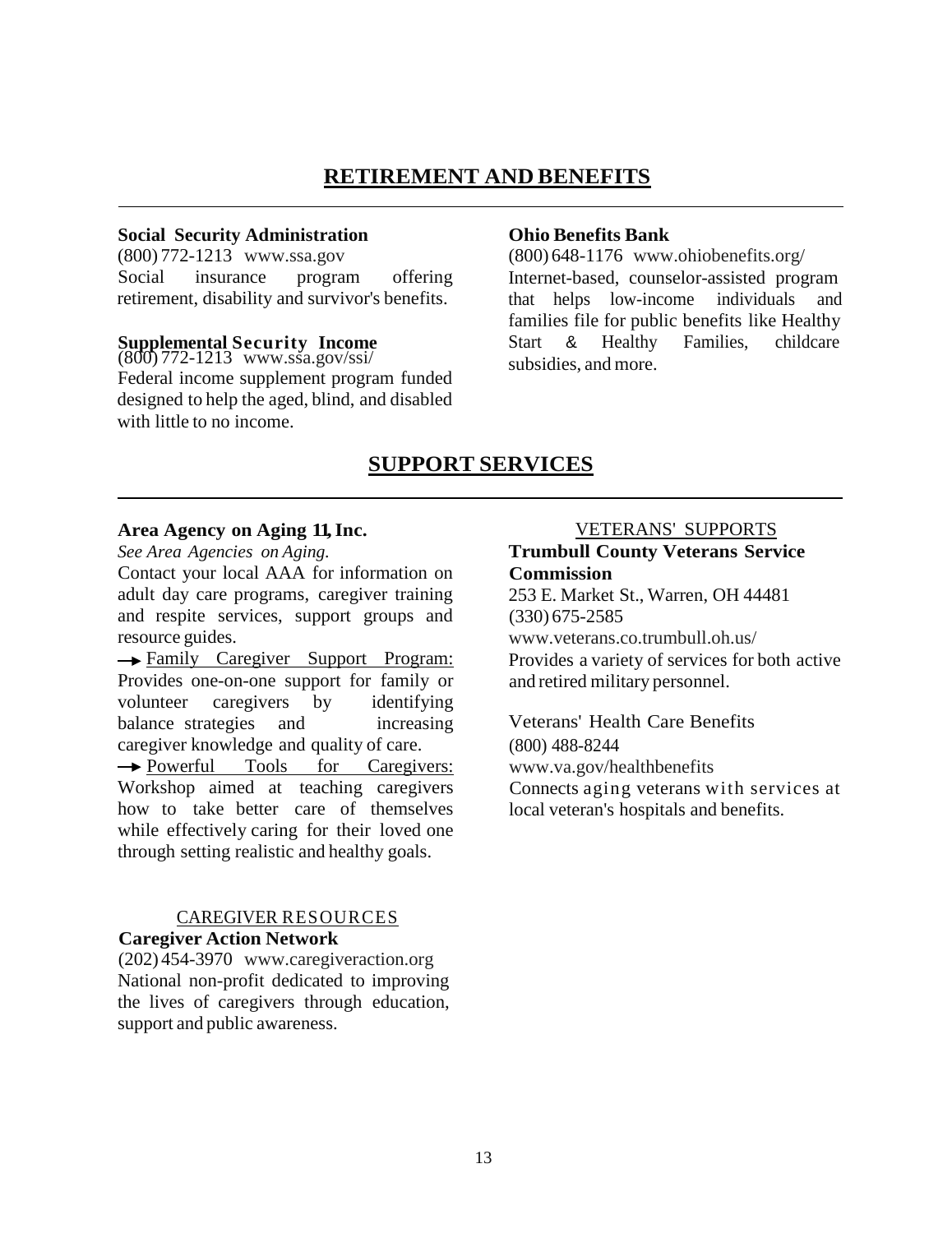## RETIREMENT AND BENEFITS

**Social Security Administration**
(800) 772-1213 www.ssa.gov
Social insurance program offering retirement, disability and survivor's benefits.

**Supplemental Security Income**
(800) 772-1213 www.ssa.gov/ssi/
Federal income supplement program funded designed to help the aged, blind, and disabled with little to no income.

**Ohio Benefits Bank**
(800) 648-1176 www.ohiobenefits.org/
Internet-based, counselor-assisted program that helps low-income individuals and families file for public benefits like Healthy Start & Healthy Families, childcare subsidies, and more.

## SUPPORT SERVICES

**Area Agency on Aging 11, Inc.**
*See Area Agencies on Aging.*
Contact your local AAA for information on adult day care programs, caregiver training and respite services, support groups and resource guides.

→ Family Caregiver Support Program: Provides one-on-one support for family or volunteer caregivers by identifying balance strategies and increasing caregiver knowledge and quality of care.

→ Powerful Tools for Caregivers: Workshop aimed at teaching caregivers how to take better care of themselves while effectively caring for their loved one through setting realistic and healthy goals.

CAREGIVER RESOURCES

**Caregiver Action Network**
(202) 454-3970 www.caregiveraction.org
National non-profit dedicated to improving the lives of caregivers through education, support and public awareness.

VETERANS' SUPPORTS

**Trumbull County Veterans Service Commission**
253 E. Market St., Warren, OH 44481
(330) 675-2585
www.veterans.co.trumbull.oh.us/
Provides a variety of services for both active and retired military personnel.

Veterans' Health Care Benefits
(800) 488-8244
www.va.gov/healthbenefits
Connects aging veterans with services at local veteran's hospitals and benefits.